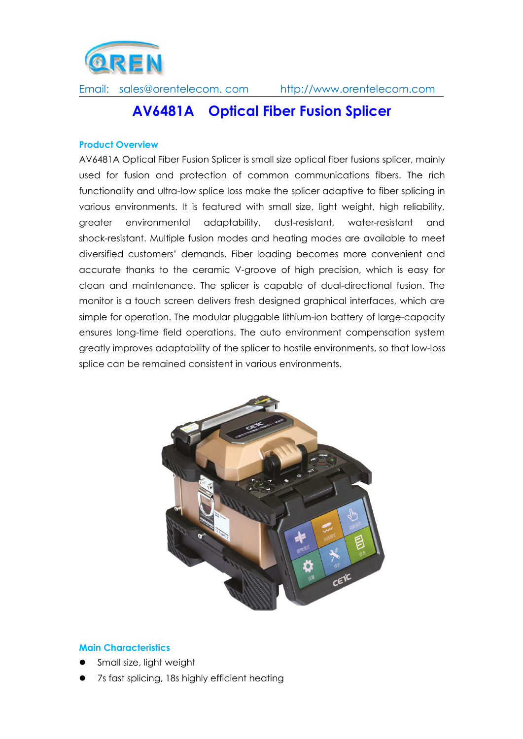Email: sales@orentelecom. com http://www.orentelecom.com

# AV6481A Optical Fiber Fusion Splicer

## Product Overview

AV6481A Optical Fiber Fusion Splicer is small size optical fiber fusions splicer, mainly used for fusion and protection of common communications fibers. The rich functionality and ultra-low splice loss make the splicer adaptive to fiber splicing in various environments. It is featured with small size, light weight, high reliability, greater environmental adaptability, dust-resistant, water-resistant and shock-resistant. Multiple fusion modes and heating modes are available to meet diversified customers' demands. Fiber loading becomes more convenient and accurate thanks to the ceramic V-groove of high precision, which is easy for clean and maintenance. The splicer is capable of dual-directional fusion. The monitor is a touch screen delivers fresh designed graphical interfaces, which are simple for operation. The modular pluggable lithium-ion battery of large-capacity ensures long-time field operations. The auto environment compensation system greatly improves adaptability of the splicer to hostile environments, so that low-loss splice can be remained consistent in various environments.

## Main Characteristics

- Small size, light weight
- 7s fast splicing, 18s highly efficient heating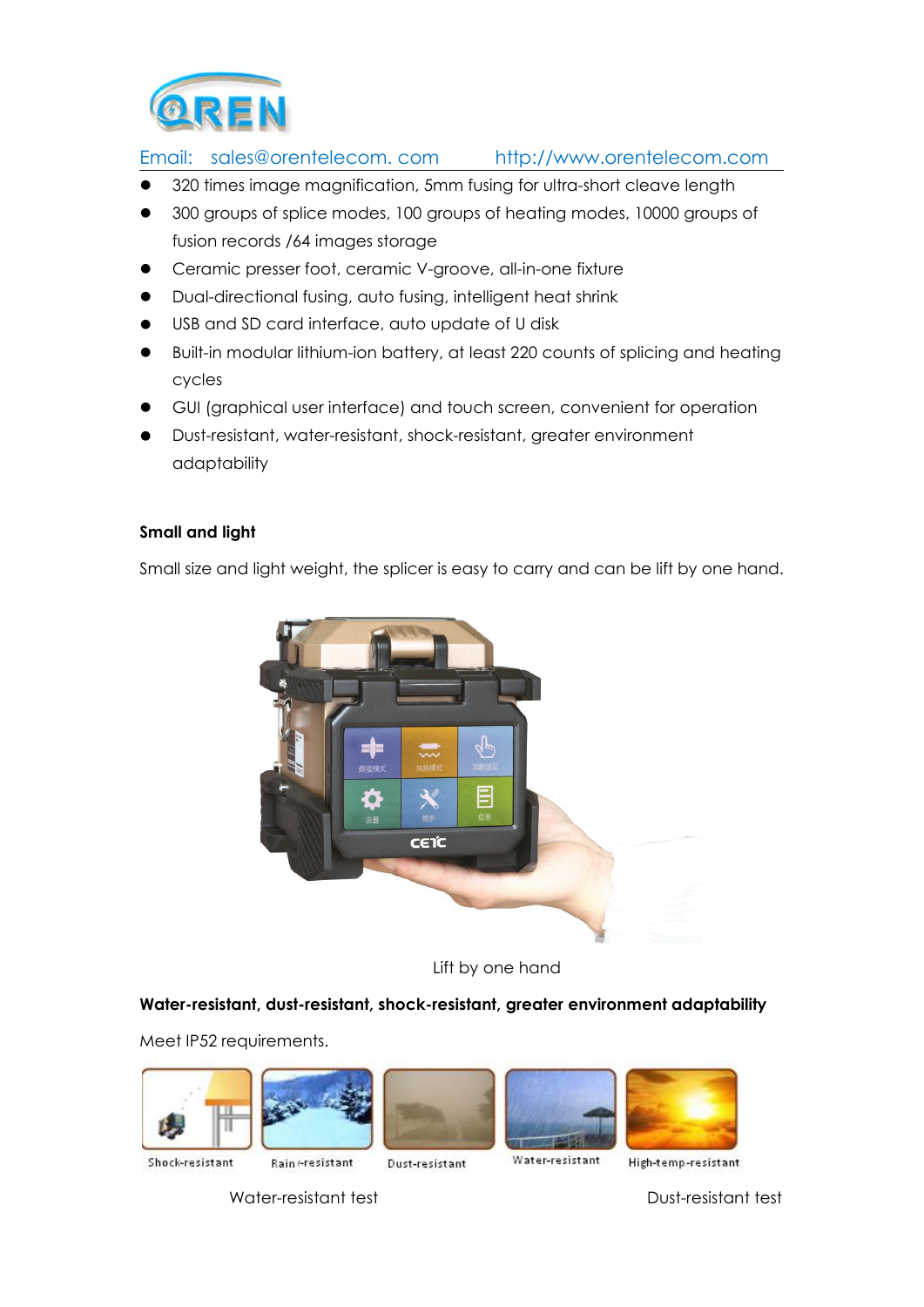Email: sales@orentelecom. com http://www.orentelecom.com

- 320 times image magnification, 5mm fusing for ultra-short cleave length
- 300 groups of splice modes, 100 groups of heating modes, 10000 groups of fusion records /64 images storage
- Ceramic presser foot, ceramic V-groove, all-in-one fixture
- Dual-directional fusing, auto fusing, intelligent heat shrink
- USB and SD card interface, auto update of U disk
- Built-in modular lithium-ion battery, at least 220 counts of splicing and heating cycles
- GUI (graphical user interface) and touch screen, convenient for operation
- Dust-resistant, water-resistant, shock-resistant, greater environment adaptability

**Small and light**

Small size and light weight, the splicer is easy to carry and can be lift by one hand.

Lift by one hand

**Water-resistant, dust-resistant, shock-resistant, greater environment adaptability**

Meet IP52 requirements.

Shock-resistant Rain-resistant Dust-resistant Water-resistant High-temp-resistant

Water-resistant test Dust-resistant test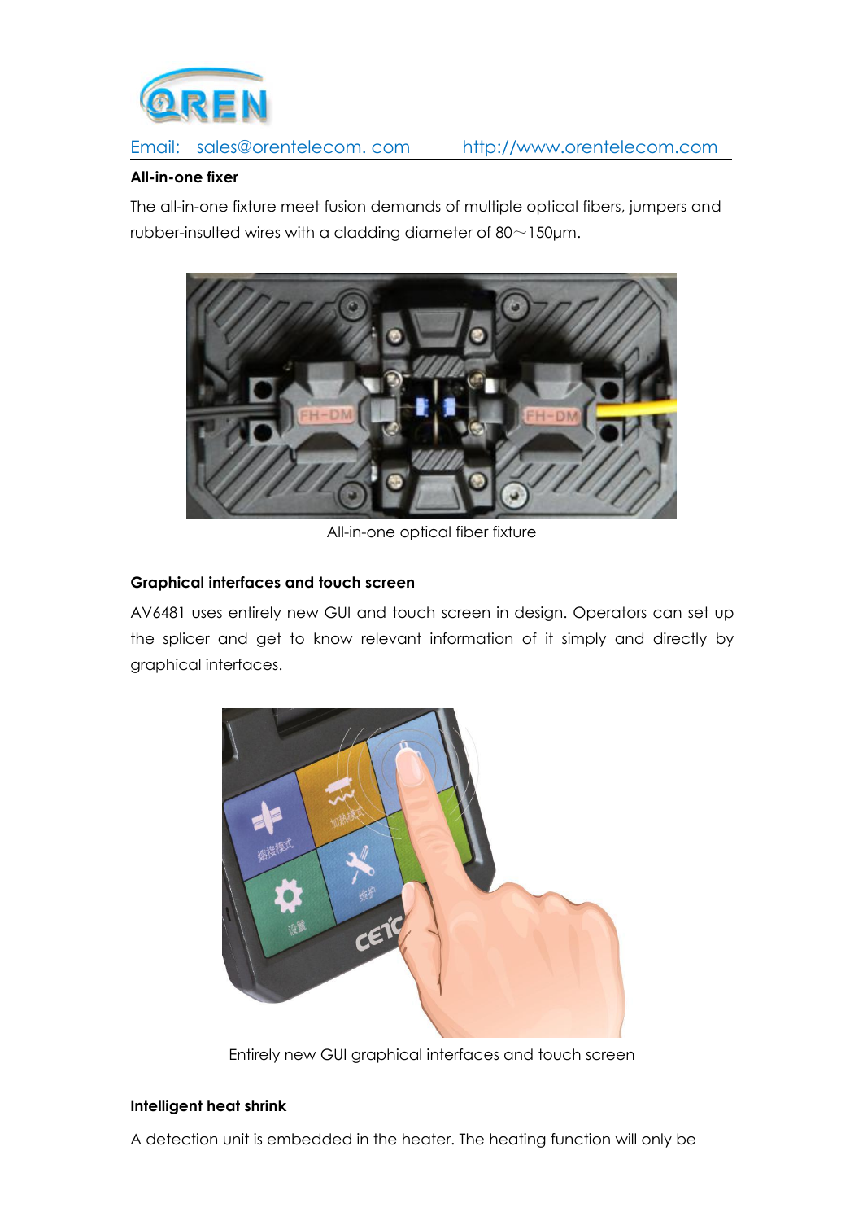**All-in-one fixer**

The all-in-one fixture meet fusion demands of multiple optical fibers, jumpers and rubber-insulted wires with a cladding diameter of 80～150μm.

All-in-one optical fiber fixture

**Graphical interfaces and touch screen**

AV6481 uses entirely new GUI and touch screen in design. Operators can set up the splicer and get to know relevant information of it simply and directly by graphical interfaces.

Entirely new GUI graphical interfaces and touch screen

**Intelligent heat shrink**

A detection unit is embedded in the heater. The heating function will only be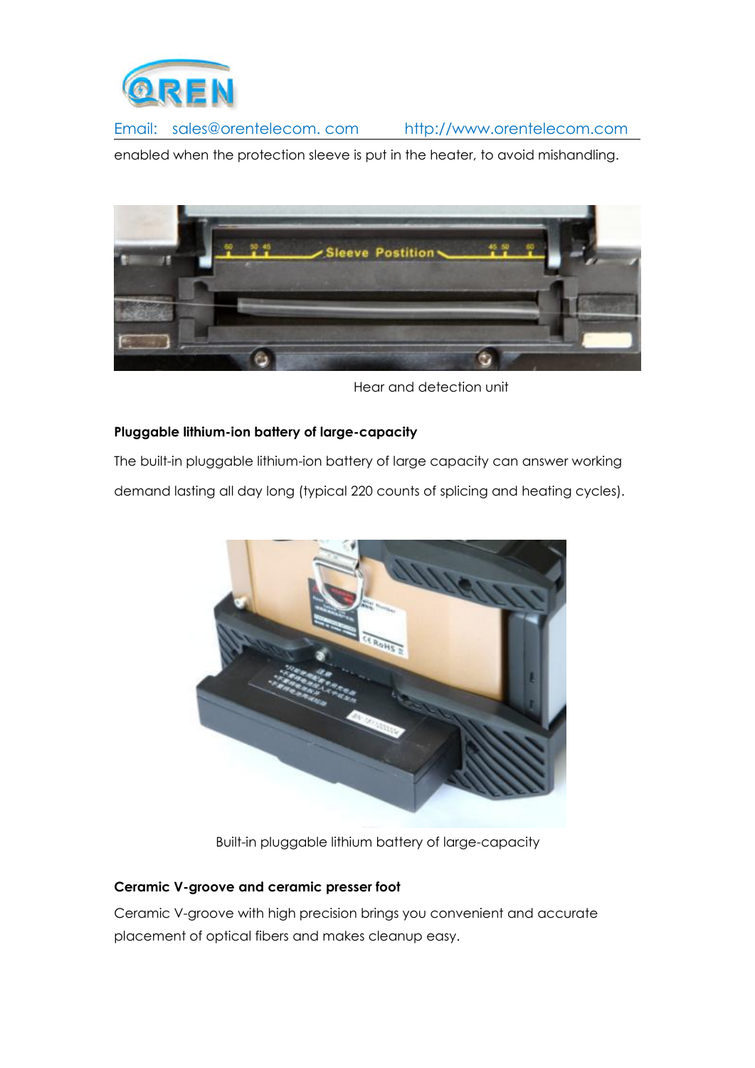enabled when the protection sleeve is put in the heater, to avoid mishandling.

Hear and detection unit

**Pluggable lithium-ion battery of large-capacity**

The built-in pluggable lithium-ion battery of large capacity can answer working demand lasting all day long (typical 220 counts of splicing and heating cycles).

Built-in pluggable lithium battery of large-capacity

**Ceramic V-groove and ceramic presser foot**

Ceramic V-groove with high precision brings you convenient and accurate placement of optical fibers and makes cleanup easy.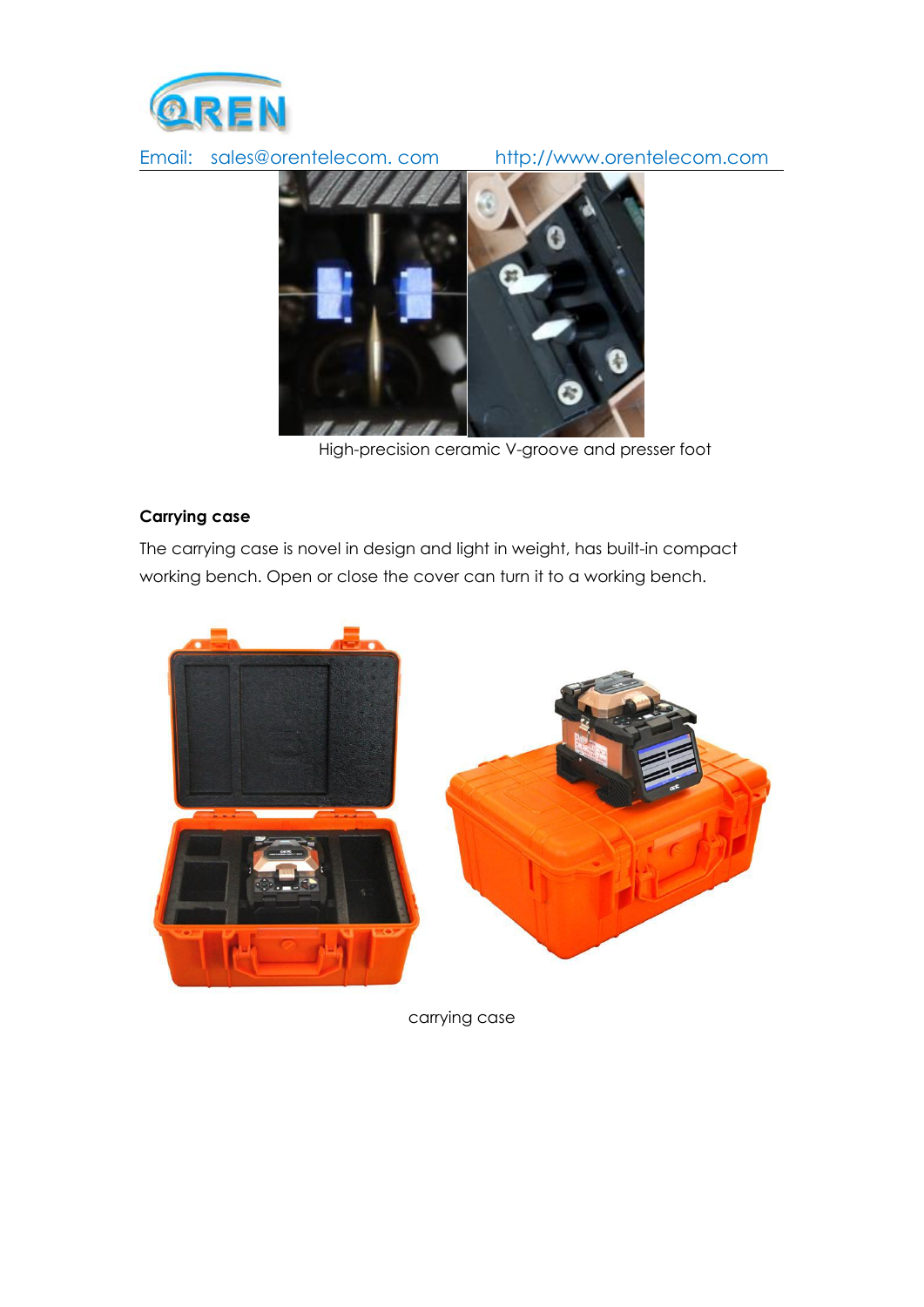High-precision ceramic V-groove and presser foot

**Carrying case**

The carrying case is novel in design and light in weight, has built-in compact working bench. Open or close the cover can turn it to a working bench.

carrying case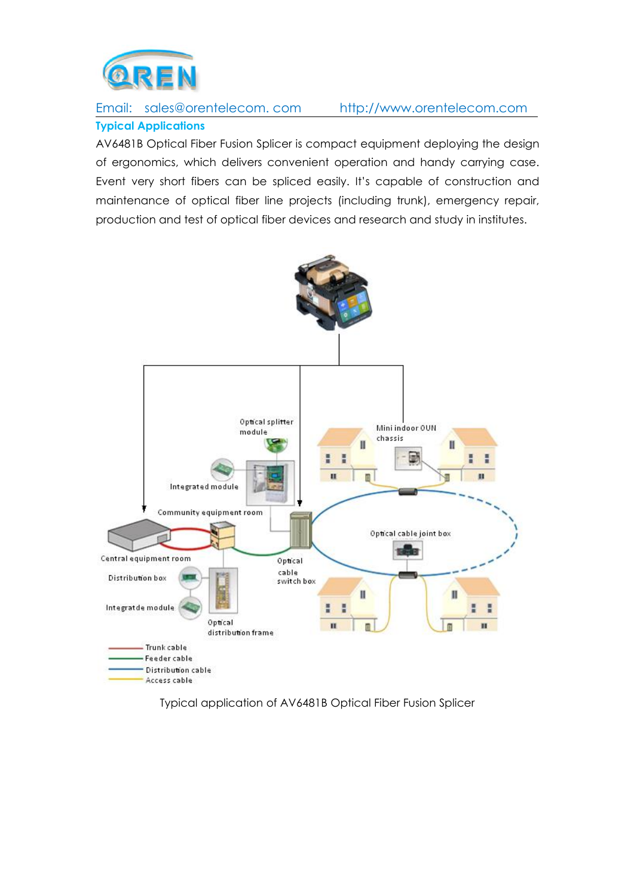## Typical Applications

AV6481B Optical Fiber Fusion Splicer is compact equipment deploying the design of ergonomics, which delivers convenient operation and handy carrying case. Event very short fibers can be spliced easily. It's capable of construction and maintenance of optical fiber line projects (including trunk), emergency repair, production and test of optical fiber devices and research and study in institutes.

Typical application of AV6481B Optical Fiber Fusion Splicer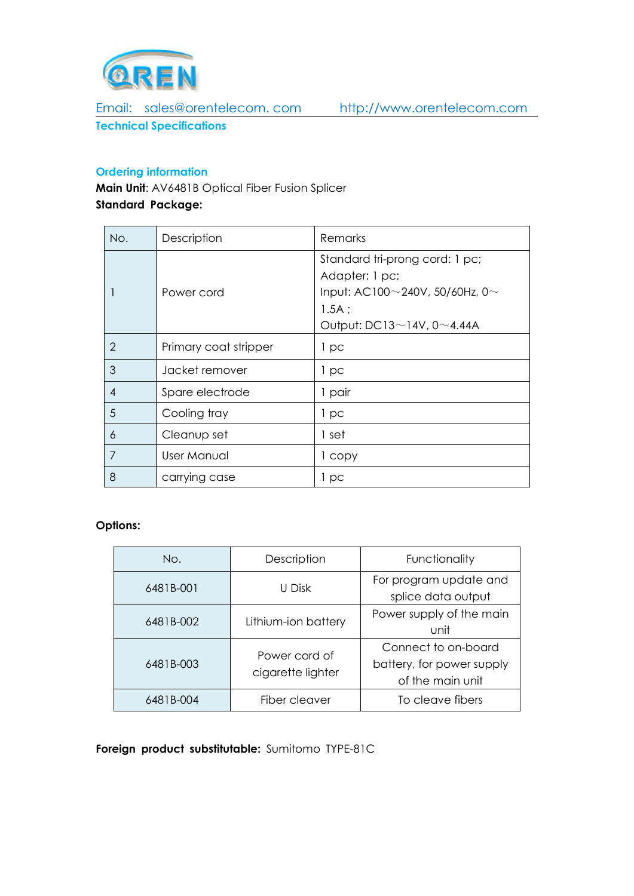Email: sales@orentelecom. com http://www.orentelecom.com

**Technical Specifications**

**Ordering information**

**Main Unit**: AV6481B Optical Fiber Fusion Splicer

**Standard Package:**

| No. | Description | Remarks |
|---|---|---|
| 1 | Power cord | Standard tri-prong cord: 1 pc;<br>Adapter: 1 pc;<br>Input: AC100～240V, 50/60Hz, 0～1.5A ;<br>Output: DC13～14V, 0～4.44A |
| 2 | Primary coat stripper | 1 pc |
| 3 | Jacket remover | 1 pc |
| 4 | Spare electrode | 1 pair |
| 5 | Cooling tray | 1 pc |
| 6 | Cleanup set | 1 set |
| 7 | User Manual | 1 copy |
| 8 | carrying case | 1 pc |

**Options:**

| No. | Description | Functionality |
|---|---|---|
| 6481B-001 | U Disk | For program update and splice data output |
| 6481B-002 | Lithium-ion battery | Power supply of the main unit |
| 6481B-003 | Power cord of cigarette lighter | Connect to on-board battery, for power supply of the main unit |
| 6481B-004 | Fiber cleaver | To cleave fibers |

**Foreign product substitutable:** Sumitomo TYPE-81C